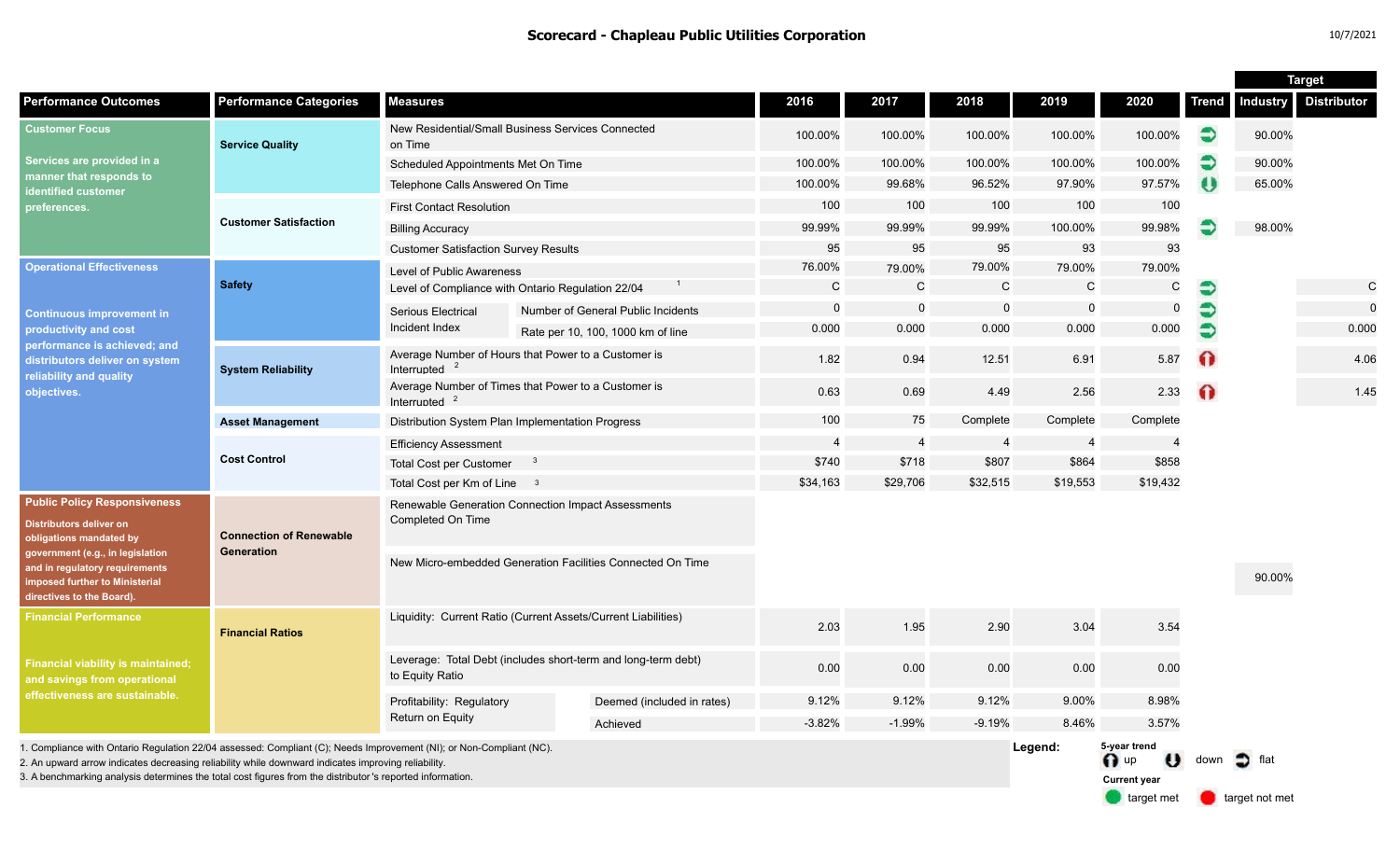# Scorecard - Chapleau Public Utilities Corporation

10/7/2021

| Performance Outcomes | Performance Categories | Measures | | 2016 | 2017 | 2018 | 2019 | 2020 | Trend | Target Industry | Target Distributor |
|---|---|---|---|---|---|---|---|---|---|---|---|
| **Customer Focus** Services are provided in a manner that responds to identified customer preferences. | Service Quality | New Residential/Small Business Services Connected on Time | | 100.00% | 100.00% | 100.00% | 100.00% | 100.00% | flat | 90.00% | |
| | | Scheduled Appointments Met On Time | | 100.00% | 100.00% | 100.00% | 100.00% | 100.00% | flat | 90.00% | |
| | | Telephone Calls Answered On Time | | 100.00% | 99.68% | 96.52% | 97.90% | 97.57% | down | 65.00% | |
| | Customer Satisfaction | First Contact Resolution | | 100 | 100 | 100 | 100 | 100 | | | |
| | | Billing Accuracy | | 99.99% | 99.99% | 99.99% | 100.00% | 99.98% | flat | 98.00% | |
| | | Customer Satisfaction Survey Results | | 95 | 95 | 95 | 93 | 93 | | | |
| **Operational Effectiveness** Continuous improvement in productivity and cost performance is achieved; and distributors deliver on system reliability and quality objectives. | Safety | Level of Public Awareness | | 76.00% | 79.00% | 79.00% | 79.00% | 79.00% | | | |
| | | Level of Compliance with Ontario Regulation 22/04 [1] | | C | C | C | C | C | flat | | C |
| | | Serious Electrical Incident Index | Number of General Public Incidents | 0 | 0 | 0 | 0 | 0 | flat | | 0 |
| | | | Rate per 10, 100, 1000 km of line | 0.000 | 0.000 | 0.000 | 0.000 | 0.000 | flat | | 0.000 |
| | System Reliability | Average Number of Hours that Power to a Customer is Interrupted [2] | | 1.82 | 0.94 | 12.51 | 6.91 | 5.87 | up (target not met) | | 4.06 |
| | | Average Number of Times that Power to a Customer is Interrupted [2] | | 0.63 | 0.69 | 4.49 | 2.56 | 2.33 | up (target not met) | | 1.45 |
| | Asset Management | Distribution System Plan Implementation Progress | | 100 | 75 | Complete | Complete | Complete | | | |
| | Cost Control | Efficiency Assessment | | 4 | 4 | 4 | 4 | 4 | | | |
| | | Total Cost per Customer [3] | | $740 | $718 | $807 | $864 | $858 | | | |
| | | Total Cost per Km of Line [3] | | $34,163 | $29,706 | $32,515 | $19,553 | $19,432 | | | |
| **Public Policy Responsiveness** Distributors deliver on obligations mandated by government (e.g., in legislation and in regulatory requirements imposed further to Ministerial directives to the Board). | Connection of Renewable Generation | Renewable Generation Connection Impact Assessments Completed On Time | | | | | | | | | |
| | | New Micro-embedded Generation Facilities Connected On Time | | | | | | | | 90.00% | |
| **Financial Performance** Financial viability is maintained; and savings from operational effectiveness are sustainable. | Financial Ratios | Liquidity: Current Ratio (Current Assets/Current Liabilities) | | 2.03 | 1.95 | 2.90 | 3.04 | 3.54 | | | |
| | | Leverage: Total Debt (includes short-term and long-term debt) to Equity Ratio | | 0.00 | 0.00 | 0.00 | 0.00 | 0.00 | | | |
| | | Profitability: Regulatory Return on Equity | Deemed (included in rates) | 9.12% | 9.12% | 9.12% | 9.00% | 8.98% | | | |
| | | | Achieved | -3.82% | -1.99% | -9.19% | 8.46% | 3.57% | | | |

1. Compliance with Ontario Regulation 22/04 assessed: Compliant (C); Needs Improvement (NI); or Non-Compliant (NC).
2. An upward arrow indicates decreasing reliability while downward indicates improving reliability.
3. A benchmarking analysis determines the total cost figures from the distributor's reported information.

**Legend:**
5-year trend: up, down, flat
Current year: target met, target not met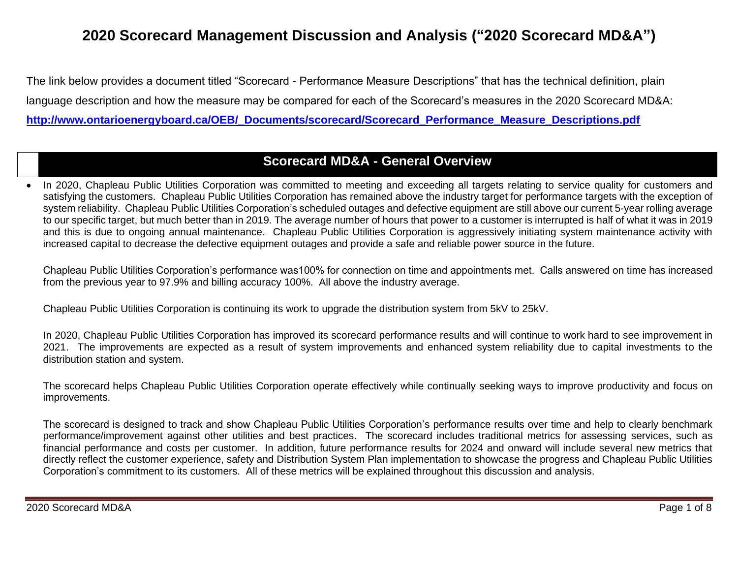# 2020 Scorecard Management Discussion and Analysis ("2020 Scorecard MD&A")

The link below provides a document titled "Scorecard - Performance Measure Descriptions" that has the technical definition, plain language description and how the measure may be compared for each of the Scorecard's measures in the 2020 Scorecard MD&A:

**http://www.ontarioenergyboard.ca/OEB/_Documents/scorecard/Scorecard_Performance_Measure_Descriptions.pdf**

## Scorecard MD&A - General Overview

- In 2020, Chapleau Public Utilities Corporation was committed to meeting and exceeding all targets relating to service quality for customers and satisfying the customers. Chapleau Public Utilities Corporation has remained above the industry target for performance targets with the exception of system reliability. Chapleau Public Utilities Corporation's scheduled outages and defective equipment are still above our current 5-year rolling average to our specific target, but much better than in 2019. The average number of hours that power to a customer is interrupted is half of what it was in 2019 and this is due to ongoing annual maintenance. Chapleau Public Utilities Corporation is aggressively initiating system maintenance activity with increased capital to decrease the defective equipment outages and provide a safe and reliable power source in the future.

  Chapleau Public Utilities Corporation's performance was100% for connection on time and appointments met. Calls answered on time has increased from the previous year to 97.9% and billing accuracy 100%. All above the industry average.

  Chapleau Public Utilities Corporation is continuing its work to upgrade the distribution system from 5kV to 25kV.

  In 2020, Chapleau Public Utilities Corporation has improved its scorecard performance results and will continue to work hard to see improvement in 2021. The improvements are expected as a result of system improvements and enhanced system reliability due to capital investments to the distribution station and system.

  The scorecard helps Chapleau Public Utilities Corporation operate effectively while continually seeking ways to improve productivity and focus on improvements.

  The scorecard is designed to track and show Chapleau Public Utilities Corporation's performance results over time and help to clearly benchmark performance/improvement against other utilities and best practices. The scorecard includes traditional metrics for assessing services, such as financial performance and costs per customer. In addition, future performance results for 2024 and onward will include several new metrics that directly reflect the customer experience, safety and Distribution System Plan implementation to showcase the progress and Chapleau Public Utilities Corporation's commitment to its customers. All of these metrics will be explained throughout this discussion and analysis.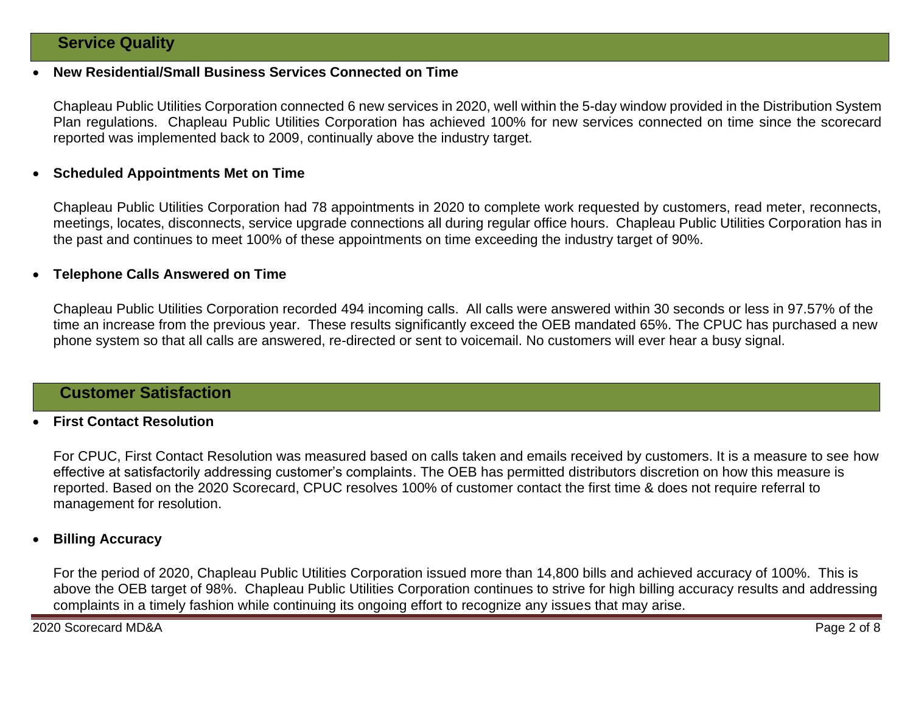## Service Quality

- **New Residential/Small Business Services Connected on Time**

  Chapleau Public Utilities Corporation connected 6 new services in 2020, well within the 5-day window provided in the Distribution System Plan regulations. Chapleau Public Utilities Corporation has achieved 100% for new services connected on time since the scorecard reported was implemented back to 2009, continually above the industry target.

- **Scheduled Appointments Met on Time**

  Chapleau Public Utilities Corporation had 78 appointments in 2020 to complete work requested by customers, read meter, reconnects, meetings, locates, disconnects, service upgrade connections all during regular office hours. Chapleau Public Utilities Corporation has in the past and continues to meet 100% of these appointments on time exceeding the industry target of 90%.

- **Telephone Calls Answered on Time**

  Chapleau Public Utilities Corporation recorded 494 incoming calls. All calls were answered within 30 seconds or less in 97.57% of the time an increase from the previous year. These results significantly exceed the OEB mandated 65%. The CPUC has purchased a new phone system so that all calls are answered, re-directed or sent to voicemail. No customers will ever hear a busy signal.

## Customer Satisfaction

- **First Contact Resolution**

  For CPUC, First Contact Resolution was measured based on calls taken and emails received by customers. It is a measure to see how effective at satisfactorily addressing customer's complaints. The OEB has permitted distributors discretion on how this measure is reported. Based on the 2020 Scorecard, CPUC resolves 100% of customer contact the first time & does not require referral to management for resolution.

- **Billing Accuracy**

  For the period of 2020, Chapleau Public Utilities Corporation issued more than 14,800 bills and achieved accuracy of 100%. This is above the OEB target of 98%. Chapleau Public Utilities Corporation continues to strive for high billing accuracy results and addressing complaints in a timely fashion while continuing its ongoing effort to recognize any issues that may arise.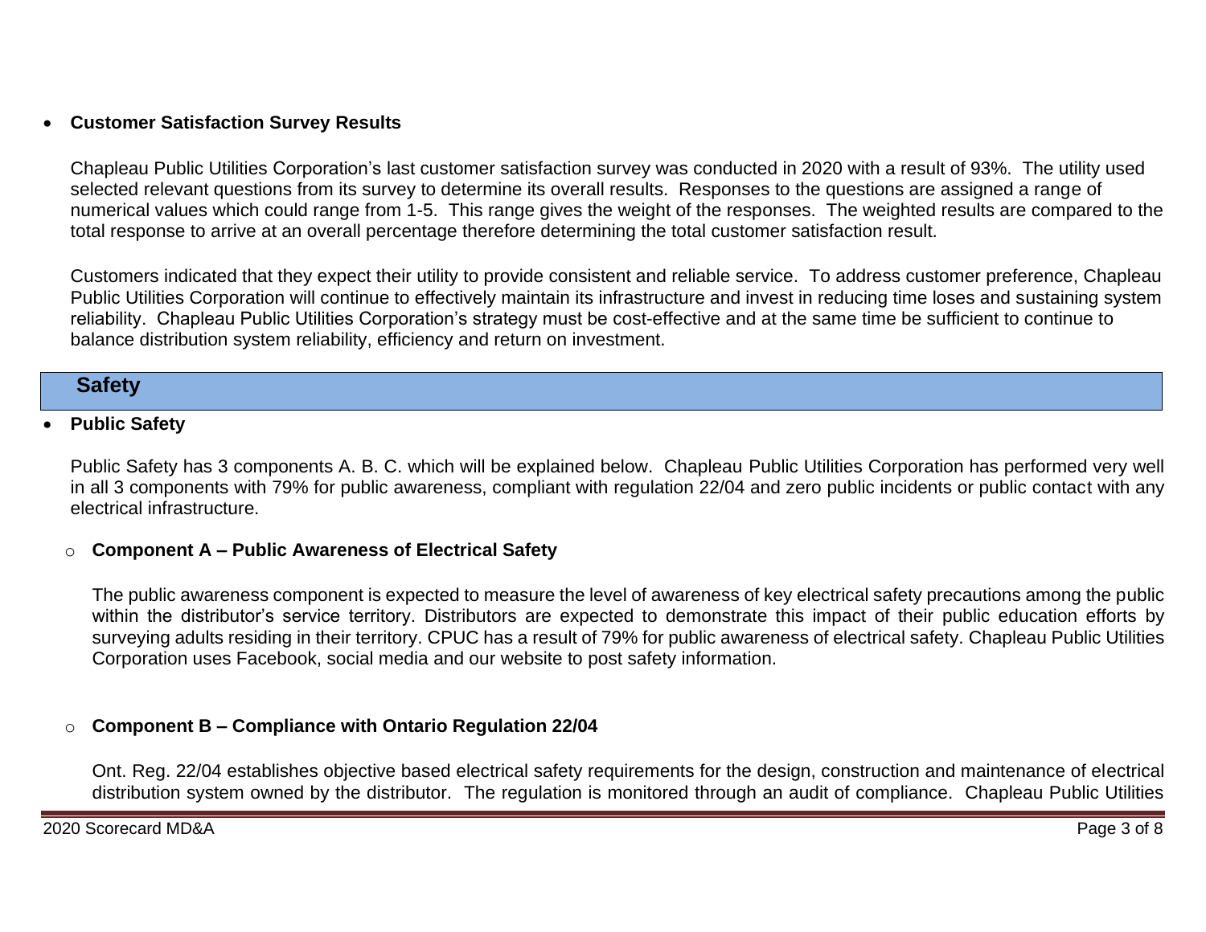- **Customer Satisfaction Survey Results**

  Chapleau Public Utilities Corporation's last customer satisfaction survey was conducted in 2020 with a result of 93%. The utility used selected relevant questions from its survey to determine its overall results. Responses to the questions are assigned a range of numerical values which could range from 1-5. This range gives the weight of the responses. The weighted results are compared to the total response to arrive at an overall percentage therefore determining the total customer satisfaction result.

  Customers indicated that they expect their utility to provide consistent and reliable service. To address customer preference, Chapleau Public Utilities Corporation will continue to effectively maintain its infrastructure and invest in reducing time loses and sustaining system reliability. Chapleau Public Utilities Corporation's strategy must be cost-effective and at the same time be sufficient to continue to balance distribution system reliability, efficiency and return on investment.

## Safety

- **Public Safety**

  Public Safety has 3 components A. B. C. which will be explained below. Chapleau Public Utilities Corporation has performed very well in all 3 components with 79% for public awareness, compliant with regulation 22/04 and zero public incidents or public contact with any electrical infrastructure.

  - **Component A – Public Awareness of Electrical Safety**

    The public awareness component is expected to measure the level of awareness of key electrical safety precautions among the public within the distributor's service territory. Distributors are expected to demonstrate this impact of their public education efforts by surveying adults residing in their territory. CPUC has a result of 79% for public awareness of electrical safety. Chapleau Public Utilities Corporation uses Facebook, social media and our website to post safety information.

  - **Component B – Compliance with Ontario Regulation 22/04**

    Ont. Reg. 22/04 establishes objective based electrical safety requirements for the design, construction and maintenance of electrical distribution system owned by the distributor. The regulation is monitored through an audit of compliance. Chapleau Public Utilities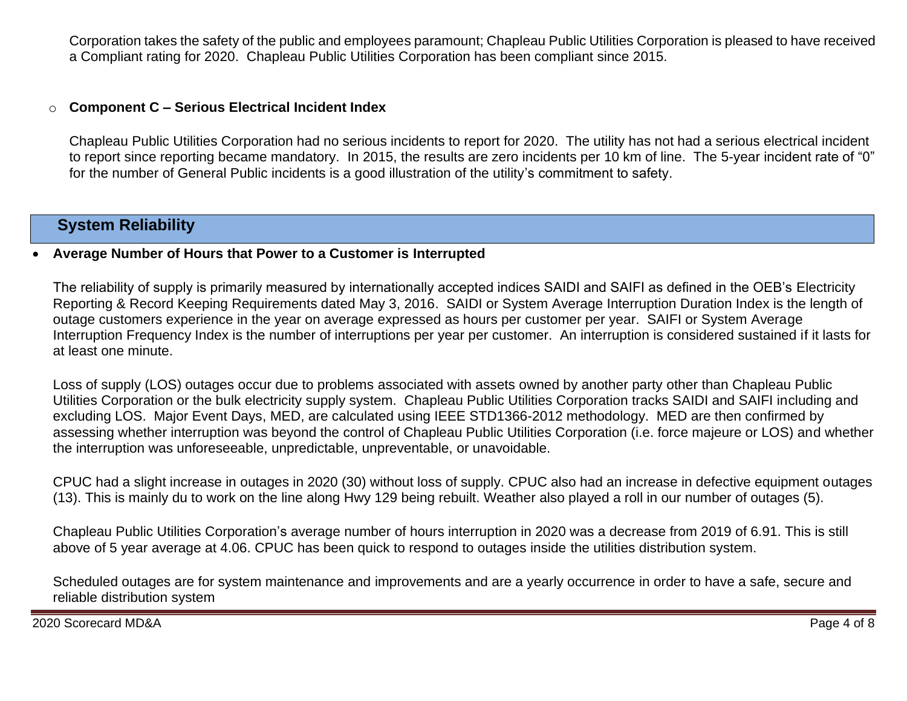Corporation takes the safety of the public and employees paramount; Chapleau Public Utilities Corporation is pleased to have received a Compliant rating for 2020. Chapleau Public Utilities Corporation has been compliant since 2015.

- **Component C – Serious Electrical Incident Index**

  Chapleau Public Utilities Corporation had no serious incidents to report for 2020. The utility has not had a serious electrical incident to report since reporting became mandatory. In 2015, the results are zero incidents per 10 km of line. The 5-year incident rate of "0" for the number of General Public incidents is a good illustration of the utility's commitment to safety.

## System Reliability

- **Average Number of Hours that Power to a Customer is Interrupted**

  The reliability of supply is primarily measured by internationally accepted indices SAIDI and SAIFI as defined in the OEB's Electricity Reporting & Record Keeping Requirements dated May 3, 2016. SAIDI or System Average Interruption Duration Index is the length of outage customers experience in the year on average expressed as hours per customer per year. SAIFI or System Average Interruption Frequency Index is the number of interruptions per year per customer. An interruption is considered sustained if it lasts for at least one minute.

  Loss of supply (LOS) outages occur due to problems associated with assets owned by another party other than Chapleau Public Utilities Corporation or the bulk electricity supply system. Chapleau Public Utilities Corporation tracks SAIDI and SAIFI including and excluding LOS. Major Event Days, MED, are calculated using IEEE STD1366-2012 methodology. MED are then confirmed by assessing whether interruption was beyond the control of Chapleau Public Utilities Corporation (i.e. force majeure or LOS) and whether the interruption was unforeseeable, unpredictable, unpreventable, or unavoidable.

  CPUC had a slight increase in outages in 2020 (30) without loss of supply. CPUC also had an increase in defective equipment outages (13). This is mainly du to work on the line along Hwy 129 being rebuilt. Weather also played a roll in our number of outages (5).

  Chapleau Public Utilities Corporation's average number of hours interruption in 2020 was a decrease from 2019 of 6.91. This is still above of 5 year average at 4.06. CPUC has been quick to respond to outages inside the utilities distribution system.

  Scheduled outages are for system maintenance and improvements and are a yearly occurrence in order to have a safe, secure and reliable distribution system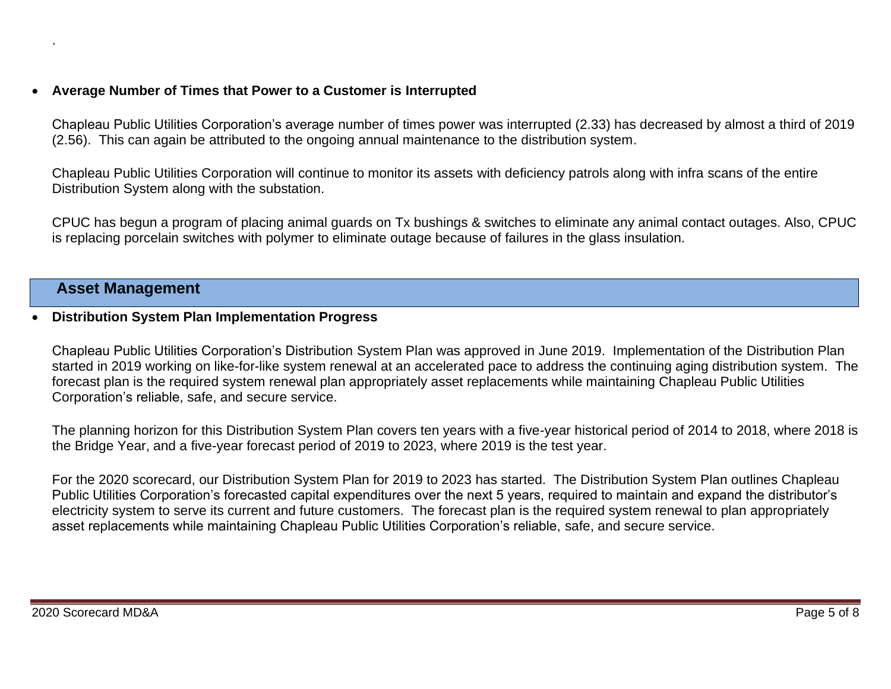- **Average Number of Times that Power to a Customer is Interrupted**

  Chapleau Public Utilities Corporation's average number of times power was interrupted (2.33) has decreased by almost a third of 2019 (2.56). This can again be attributed to the ongoing annual maintenance to the distribution system.

  Chapleau Public Utilities Corporation will continue to monitor its assets with deficiency patrols along with infra scans of the entire Distribution System along with the substation.

  CPUC has begun a program of placing animal guards on Tx bushings & switches to eliminate any animal contact outages. Also, CPUC is replacing porcelain switches with polymer to eliminate outage because of failures in the glass insulation.

## Asset Management

- **Distribution System Plan Implementation Progress**

  Chapleau Public Utilities Corporation's Distribution System Plan was approved in June 2019. Implementation of the Distribution Plan started in 2019 working on like-for-like system renewal at an accelerated pace to address the continuing aging distribution system. The forecast plan is the required system renewal plan appropriately asset replacements while maintaining Chapleau Public Utilities Corporation's reliable, safe, and secure service.

  The planning horizon for this Distribution System Plan covers ten years with a five-year historical period of 2014 to 2018, where 2018 is the Bridge Year, and a five-year forecast period of 2019 to 2023, where 2019 is the test year.

  For the 2020 scorecard, our Distribution System Plan for 2019 to 2023 has started. The Distribution System Plan outlines Chapleau Public Utilities Corporation's forecasted capital expenditures over the next 5 years, required to maintain and expand the distributor's electricity system to serve its current and future customers. The forecast plan is the required system renewal to plan appropriately asset replacements while maintaining Chapleau Public Utilities Corporation's reliable, safe, and secure service.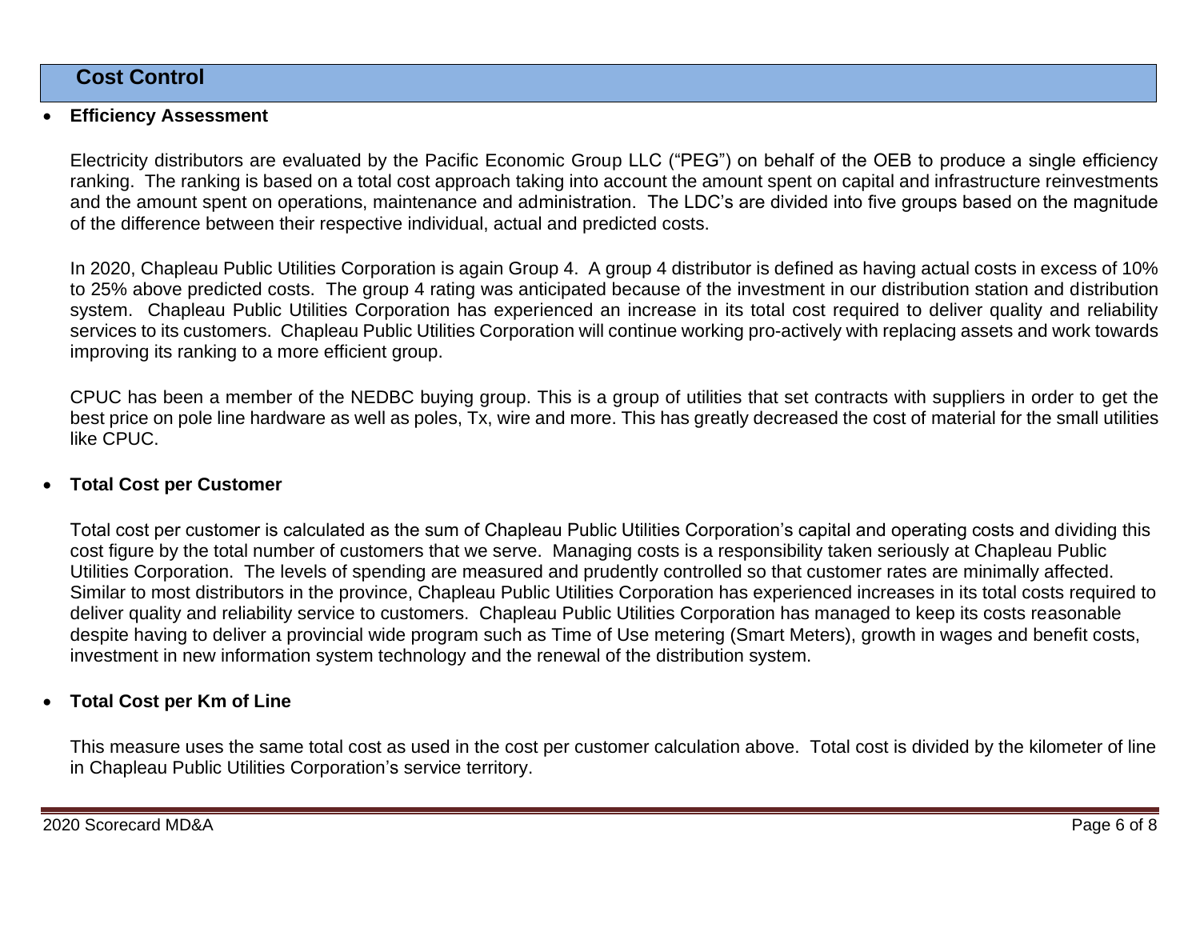## Cost Control

- **Efficiency Assessment**

  Electricity distributors are evaluated by the Pacific Economic Group LLC ("PEG") on behalf of the OEB to produce a single efficiency ranking. The ranking is based on a total cost approach taking into account the amount spent on capital and infrastructure reinvestments and the amount spent on operations, maintenance and administration. The LDC's are divided into five groups based on the magnitude of the difference between their respective individual, actual and predicted costs.

  In 2020, Chapleau Public Utilities Corporation is again Group 4. A group 4 distributor is defined as having actual costs in excess of 10% to 25% above predicted costs. The group 4 rating was anticipated because of the investment in our distribution station and distribution system. Chapleau Public Utilities Corporation has experienced an increase in its total cost required to deliver quality and reliability services to its customers. Chapleau Public Utilities Corporation will continue working pro-actively with replacing assets and work towards improving its ranking to a more efficient group.

  CPUC has been a member of the NEDBC buying group. This is a group of utilities that set contracts with suppliers in order to get the best price on pole line hardware as well as poles, Tx, wire and more. This has greatly decreased the cost of material for the small utilities like CPUC.

- **Total Cost per Customer**

  Total cost per customer is calculated as the sum of Chapleau Public Utilities Corporation's capital and operating costs and dividing this cost figure by the total number of customers that we serve. Managing costs is a responsibility taken seriously at Chapleau Public Utilities Corporation. The levels of spending are measured and prudently controlled so that customer rates are minimally affected. Similar to most distributors in the province, Chapleau Public Utilities Corporation has experienced increases in its total costs required to deliver quality and reliability service to customers. Chapleau Public Utilities Corporation has managed to keep its costs reasonable despite having to deliver a provincial wide program such as Time of Use metering (Smart Meters), growth in wages and benefit costs, investment in new information system technology and the renewal of the distribution system.

- **Total Cost per Km of Line**

  This measure uses the same total cost as used in the cost per customer calculation above. Total cost is divided by the kilometer of line in Chapleau Public Utilities Corporation's service territory.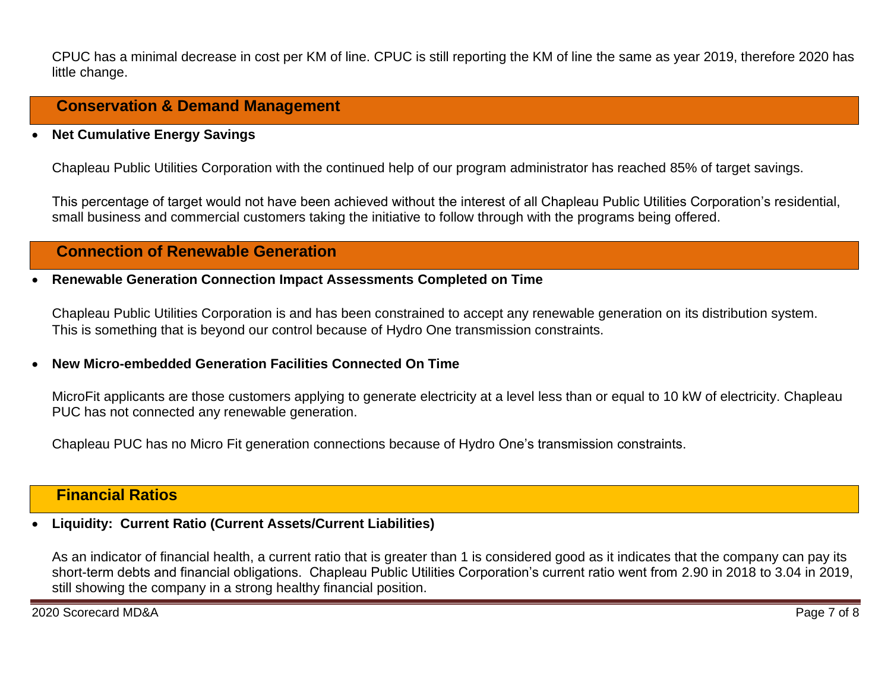CPUC has a minimal decrease in cost per KM of line. CPUC is still reporting the KM of line the same as year 2019, therefore 2020 has little change.

## Conservation & Demand Management

- **Net Cumulative Energy Savings**

Chapleau Public Utilities Corporation with the continued help of our program administrator has reached 85% of target savings.

This percentage of target would not have been achieved without the interest of all Chapleau Public Utilities Corporation's residential, small business and commercial customers taking the initiative to follow through with the programs being offered.

## Connection of Renewable Generation

- **Renewable Generation Connection Impact Assessments Completed on Time**

Chapleau Public Utilities Corporation is and has been constrained to accept any renewable generation on its distribution system. This is something that is beyond our control because of Hydro One transmission constraints.

- **New Micro-embedded Generation Facilities Connected On Time**

MicroFit applicants are those customers applying to generate electricity at a level less than or equal to 10 kW of electricity. Chapleau PUC has not connected any renewable generation.

Chapleau PUC has no Micro Fit generation connections because of Hydro One's transmission constraints.

## Financial Ratios

- **Liquidity: Current Ratio (Current Assets/Current Liabilities)**

As an indicator of financial health, a current ratio that is greater than 1 is considered good as it indicates that the company can pay its short-term debts and financial obligations. Chapleau Public Utilities Corporation's current ratio went from 2.90 in 2018 to 3.04 in 2019, still showing the company in a strong healthy financial position.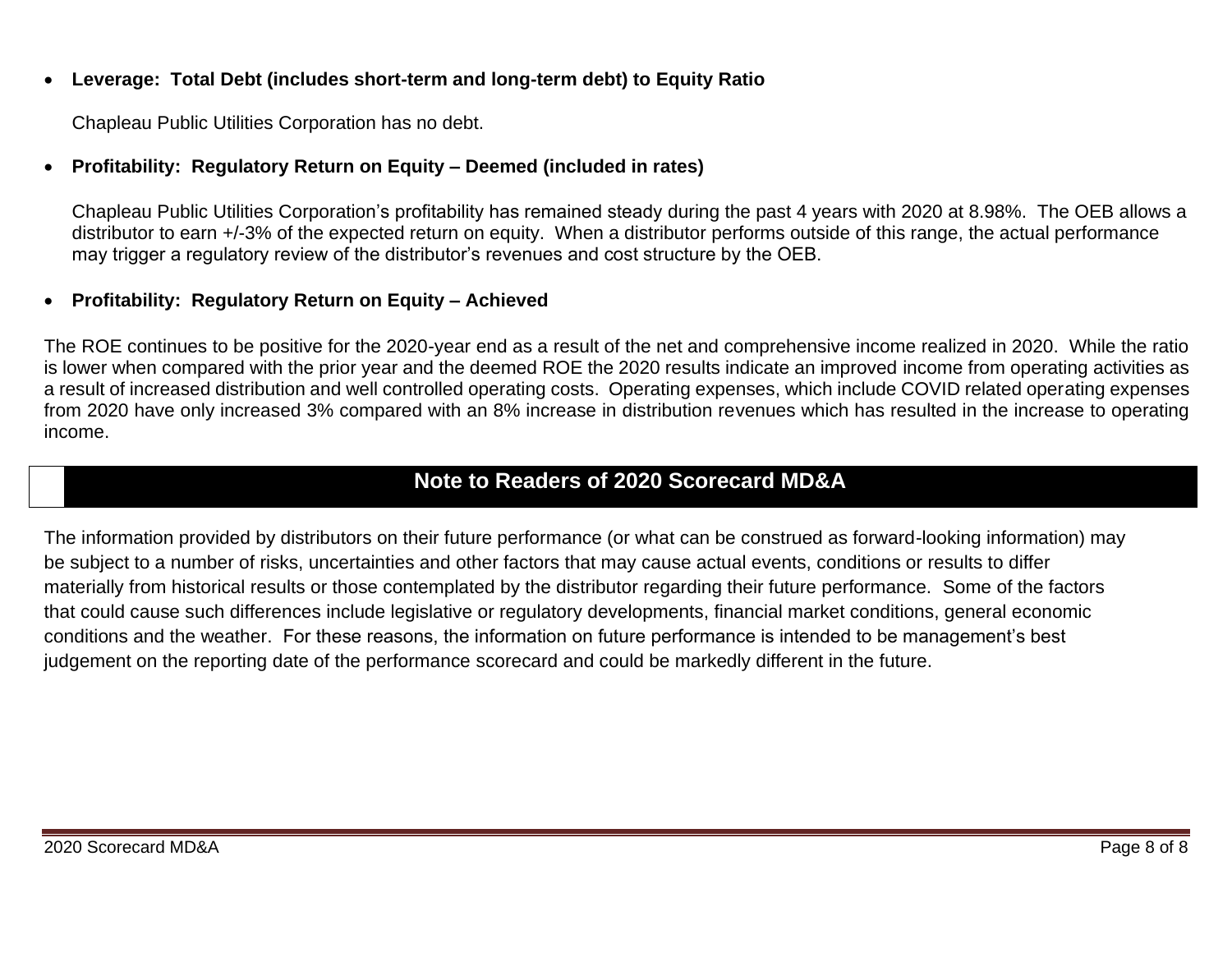- **Leverage: Total Debt (includes short-term and long-term debt) to Equity Ratio**

  Chapleau Public Utilities Corporation has no debt.

- **Profitability: Regulatory Return on Equity – Deemed (included in rates)**

  Chapleau Public Utilities Corporation's profitability has remained steady during the past 4 years with 2020 at 8.98%. The OEB allows a distributor to earn +/-3% of the expected return on equity. When a distributor performs outside of this range, the actual performance may trigger a regulatory review of the distributor's revenues and cost structure by the OEB.

- **Profitability: Regulatory Return on Equity – Achieved**

The ROE continues to be positive for the 2020-year end as a result of the net and comprehensive income realized in 2020. While the ratio is lower when compared with the prior year and the deemed ROE the 2020 results indicate an improved income from operating activities as a result of increased distribution and well controlled operating costs. Operating expenses, which include COVID related operating expenses from 2020 have only increased 3% compared with an 8% increase in distribution revenues which has resulted in the increase to operating income.

## Note to Readers of 2020 Scorecard MD&A

The information provided by distributors on their future performance (or what can be construed as forward-looking information) may be subject to a number of risks, uncertainties and other factors that may cause actual events, conditions or results to differ materially from historical results or those contemplated by the distributor regarding their future performance. Some of the factors that could cause such differences include legislative or regulatory developments, financial market conditions, general economic conditions and the weather. For these reasons, the information on future performance is intended to be management's best judgement on the reporting date of the performance scorecard and could be markedly different in the future.